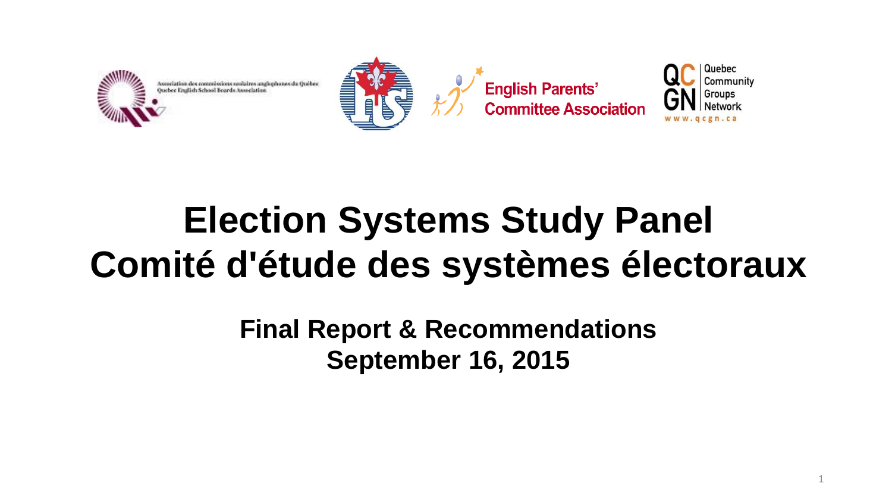Association des commissions scolaires anglophones du Québec
Quebec English School Boards Association

English Parents' Committee Association

Quebec Community Groups Network
www.qcgn.ca

# Election Systems Study Panel
# Comité d'étude des systèmes électoraux

**Final Report & Recommendations**
**September 16, 2015**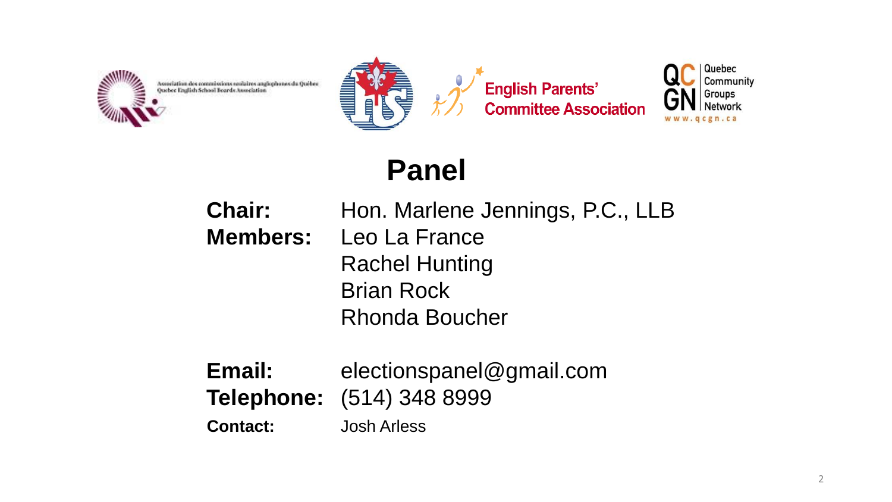Association des commissions scolaires anglophones du Québec
Quebec English School Boards Association

English Parents' Committee Association

Quebec Community Groups Network
www.qcgn.ca

# Panel

**Chair:** Hon. Marlene Jennings, P.C., LLB

**Members:**
Leo La France
Rachel Hunting
Brian Rock
Rhonda Boucher

**Email:** electionspanel@gmail.com

**Telephone:** (514) 348 8999

**Contact:** Josh Arless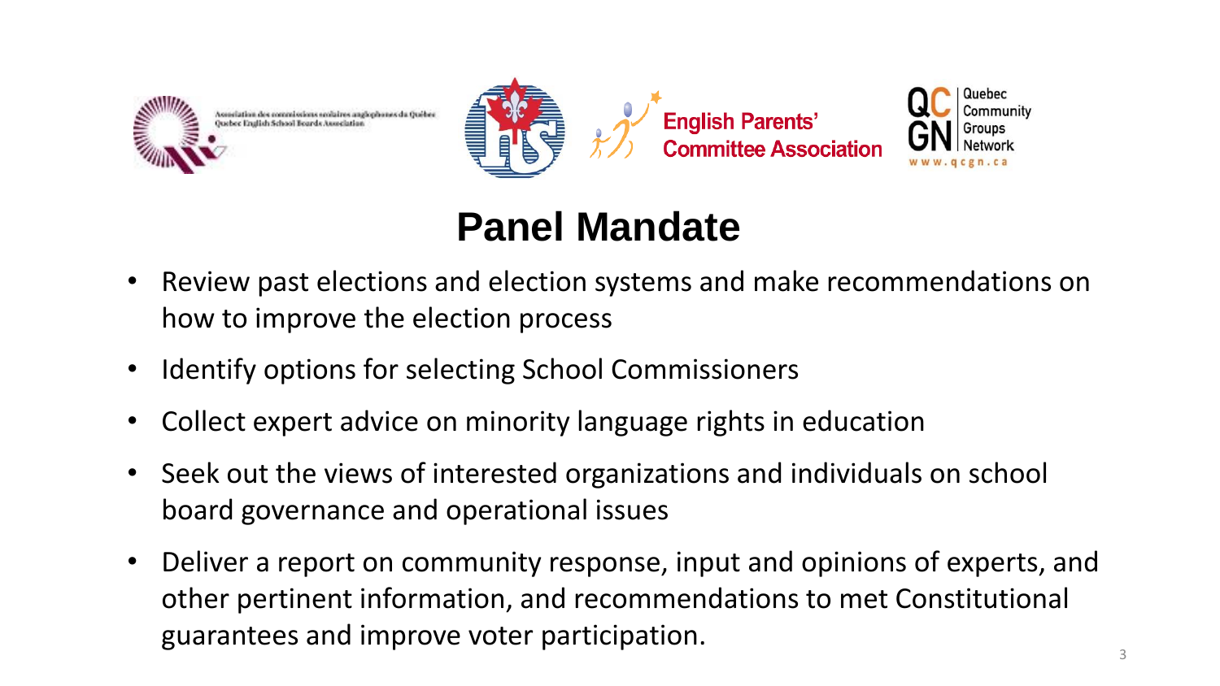## Panel Mandate

- Review past elections and election systems and make recommendations on how to improve the election process
- Identify options for selecting School Commissioners
- Collect expert advice on minority language rights in education
- Seek out the views of interested organizations and individuals on school board governance and operational issues
- Deliver a report on community response, input and opinions of experts, and other pertinent information, and recommendations to met Constitutional guarantees and improve voter participation.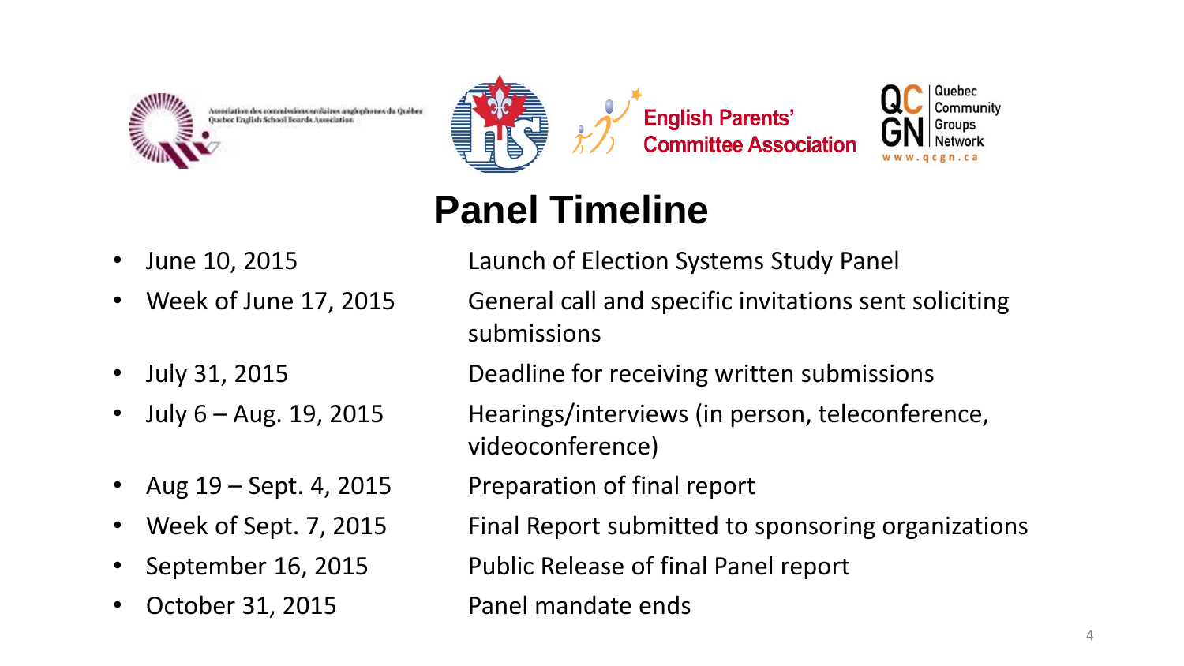Association des commissions scolaires anglophones du Québec
Quebec English School Boards Association

English Parents' Committee Association

Quebec Community Groups Network
www.qcgn.ca

# Panel Timeline

| Date | Activity |
|---|---|
| June 10, 2015 | Launch of Election Systems Study Panel |
| Week of June 17, 2015 | General call and specific invitations sent soliciting submissions |
| July 31, 2015 | Deadline for receiving written submissions |
| July 6 – Aug. 19, 2015 | Hearings/interviews (in person, teleconference, videoconference) |
| Aug 19 – Sept. 4, 2015 | Preparation of final report |
| Week of Sept. 7, 2015 | Final Report submitted to sponsoring organizations |
| September 16, 2015 | Public Release of final Panel report |
| October 31, 2015 | Panel mandate ends |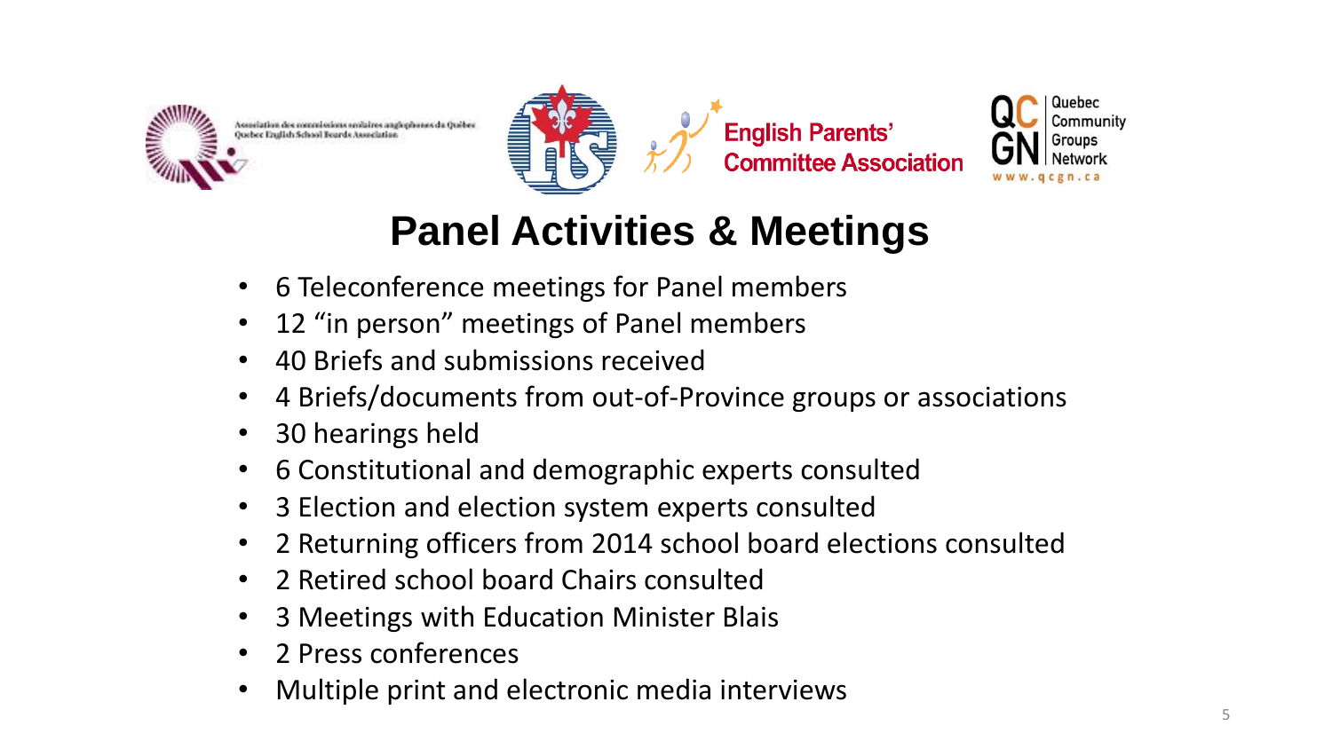# Panel Activities & Meetings

- 6 Teleconference meetings for Panel members
- 12 "in person" meetings of Panel members
- 40 Briefs and submissions received
- 4 Briefs/documents from out-of-Province groups or associations
- 30 hearings held
- 6 Constitutional and demographic experts consulted
- 3 Election and election system experts consulted
- 2 Returning officers from 2014 school board elections consulted
- 2 Retired school board Chairs consulted
- 3 Meetings with Education Minister Blais
- 2 Press conferences
- Multiple print and electronic media interviews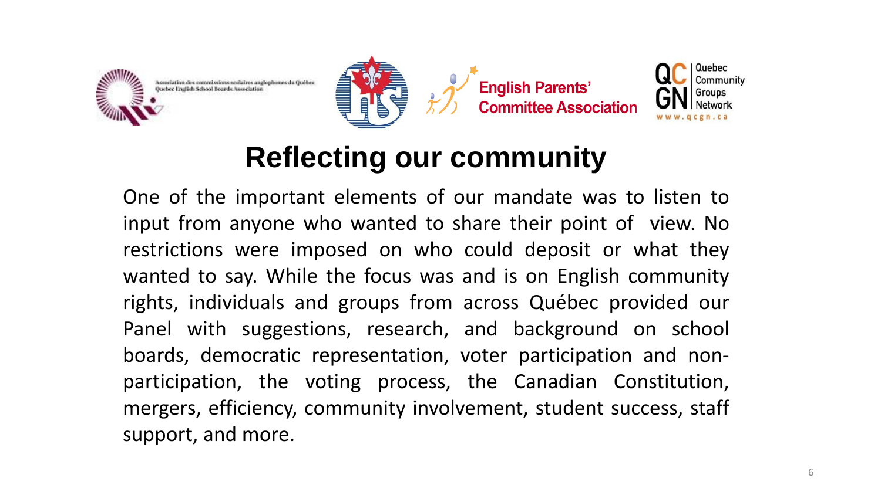# Reflecting our community

One of the important elements of our mandate was to listen to input from anyone who wanted to share their point of view. No restrictions were imposed on who could deposit or what they wanted to say. While the focus was and is on English community rights, individuals and groups from across Québec provided our Panel with suggestions, research, and background on school boards, democratic representation, voter participation and non-participation, the voting process, the Canadian Constitution, mergers, efficiency, community involvement, student success, staff support, and more.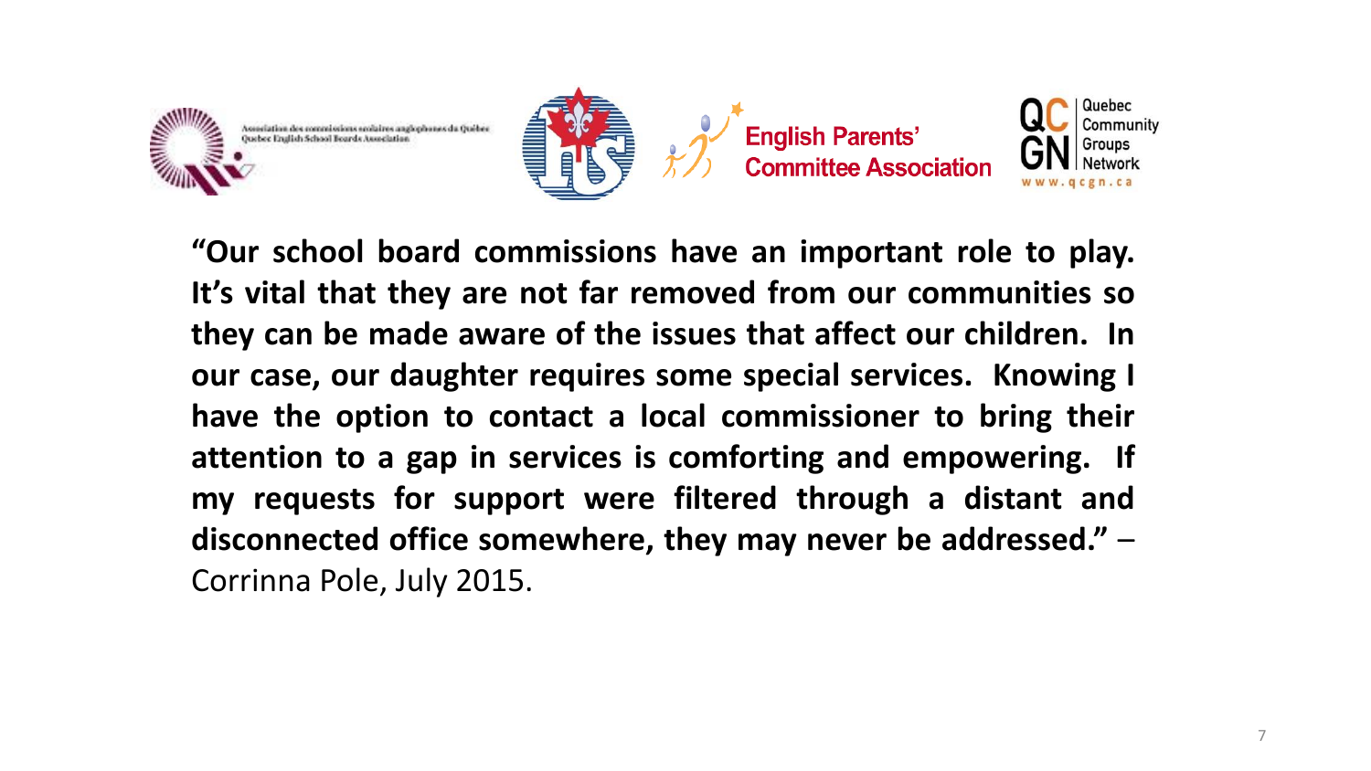Association des commissions scolaires anglophones du Québec
Quebec English School Boards Association

English Parents' Committee Association

Quebec Community Groups Network
www.qcgn.ca

**"Our school board commissions have an important role to play. It's vital that they are not far removed from our communities so they can be made aware of the issues that affect our children. In our case, our daughter requires some special services. Knowing I have the option to contact a local commissioner to bring their attention to a gap in services is comforting and empowering. If my requests for support were filtered through a distant and disconnected office somewhere, they may never be addressed."** – Corrinna Pole, July 2015.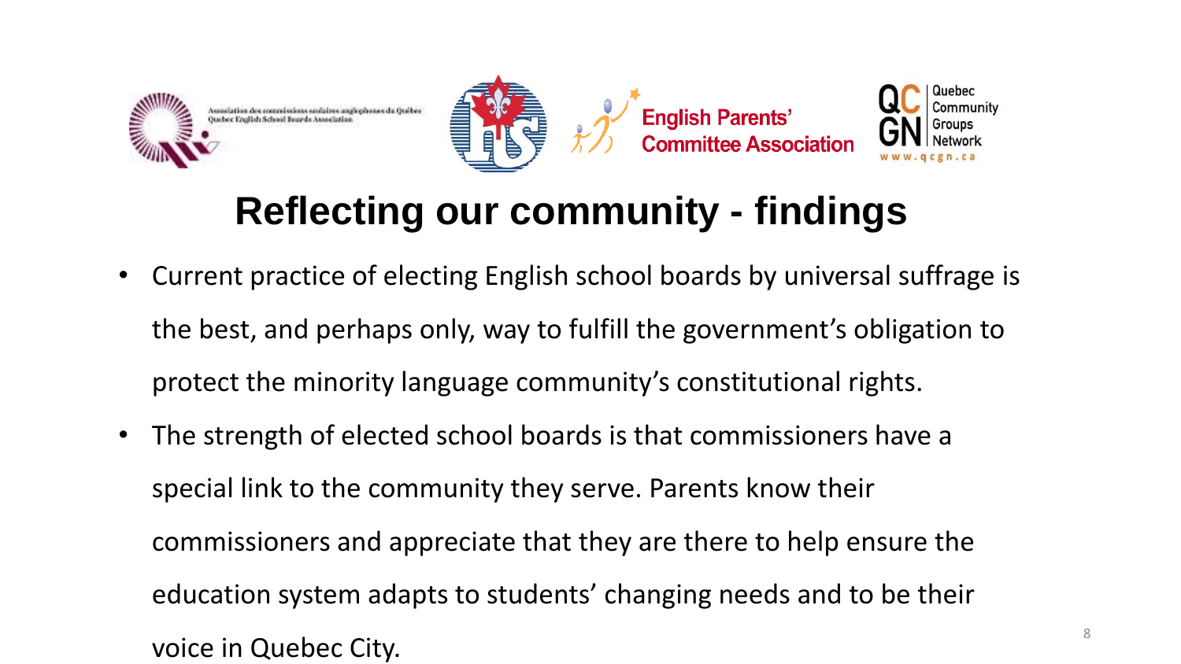# Reflecting our community - findings

- Current practice of electing English school boards by universal suffrage is the best, and perhaps only, way to fulfill the government's obligation to protect the minority language community's constitutional rights.
- The strength of elected school boards is that commissioners have a special link to the community they serve. Parents know their commissioners and appreciate that they are there to help ensure the education system adapts to students' changing needs and to be their voice in Quebec City.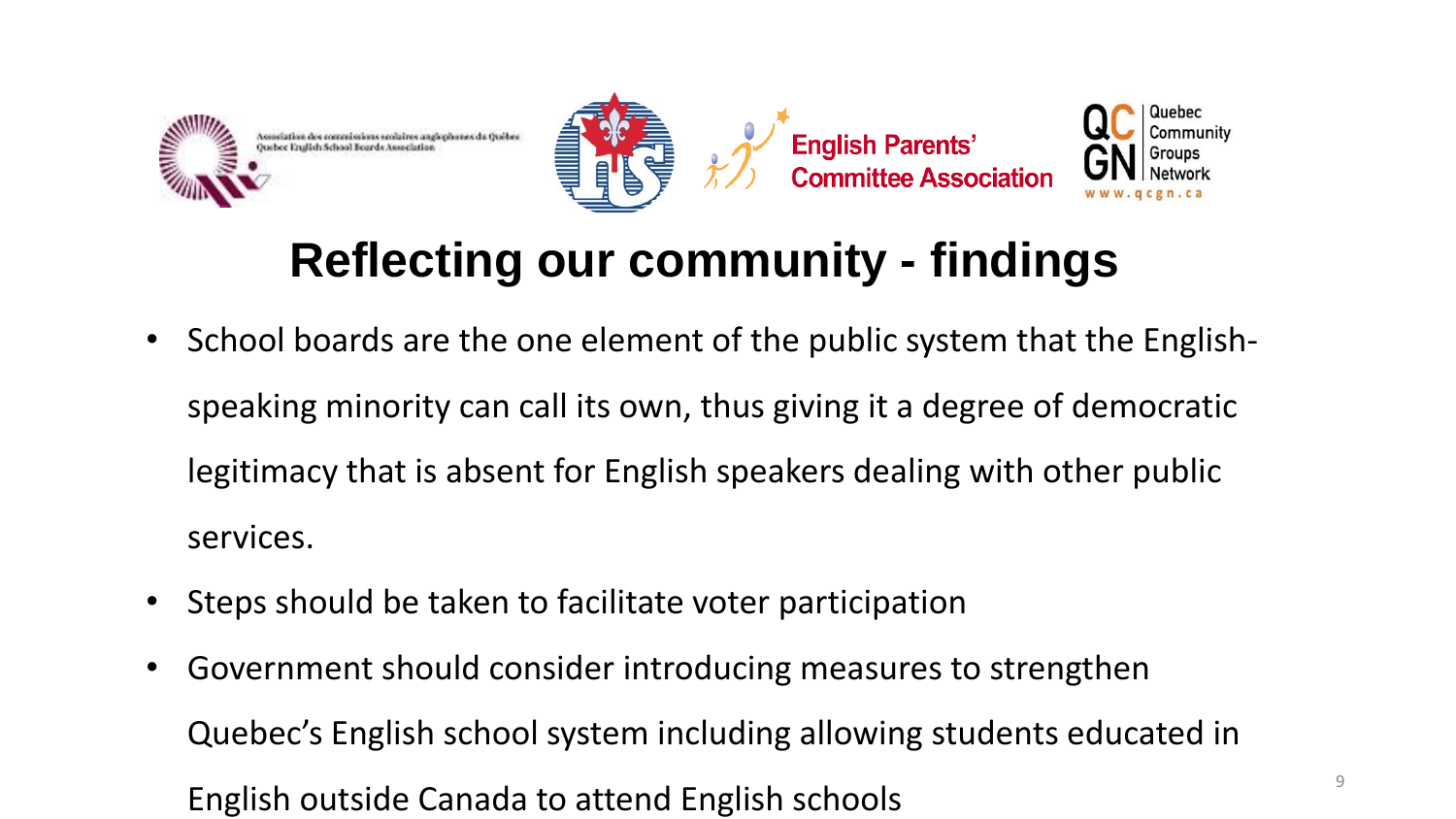# Reflecting our community - findings

- School boards are the one element of the public system that the English-speaking minority can call its own, thus giving it a degree of democratic legitimacy that is absent for English speakers dealing with other public services.
- Steps should be taken to facilitate voter participation
- Government should consider introducing measures to strengthen Quebec's English school system including allowing students educated in English outside Canada to attend English schools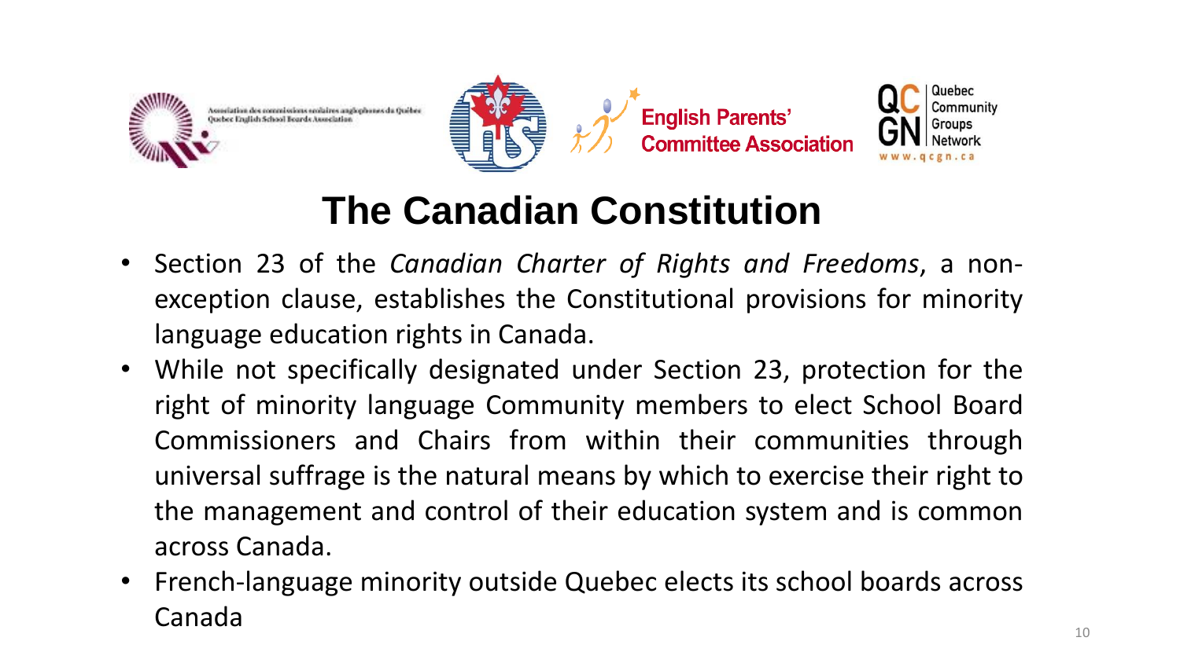# The Canadian Constitution

- Section 23 of the *Canadian Charter of Rights and Freedoms*, a non-exception clause, establishes the Constitutional provisions for minority language education rights in Canada.
- While not specifically designated under Section 23, protection for the right of minority language Community members to elect School Board Commissioners and Chairs from within their communities through universal suffrage is the natural means by which to exercise their right to the management and control of their education system and is common across Canada.
- French-language minority outside Quebec elects its school boards across Canada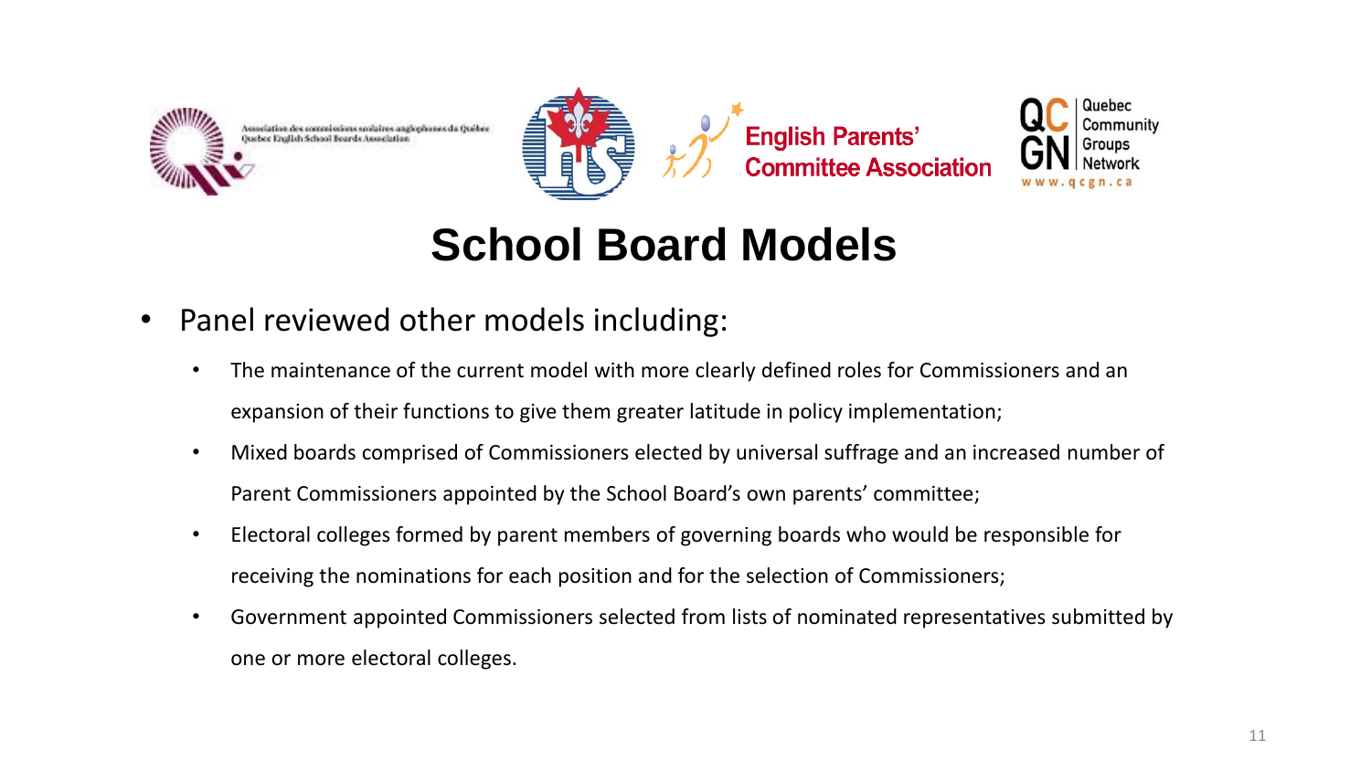# School Board Models

- Panel reviewed other models including:
  - The maintenance of the current model with more clearly defined roles for Commissioners and an expansion of their functions to give them greater latitude in policy implementation;
  - Mixed boards comprised of Commissioners elected by universal suffrage and an increased number of Parent Commissioners appointed by the School Board's own parents' committee;
  - Electoral colleges formed by parent members of governing boards who would be responsible for receiving the nominations for each position and for the selection of Commissioners;
  - Government appointed Commissioners selected from lists of nominated representatives submitted by one or more electoral colleges.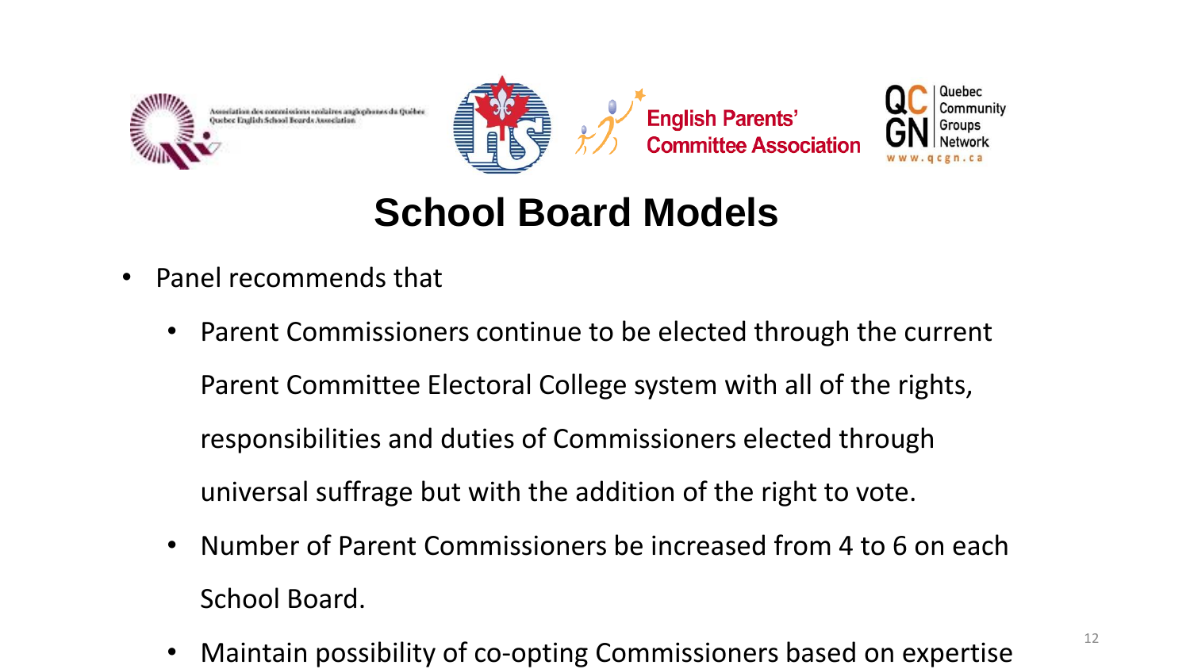# School Board Models

- Panel recommends that
  - Parent Commissioners continue to be elected through the current Parent Committee Electoral College system with all of the rights, responsibilities and duties of Commissioners elected through universal suffrage but with the addition of the right to vote.
  - Number of Parent Commissioners be increased from 4 to 6 on each School Board.
  - Maintain possibility of co-opting Commissioners based on expertise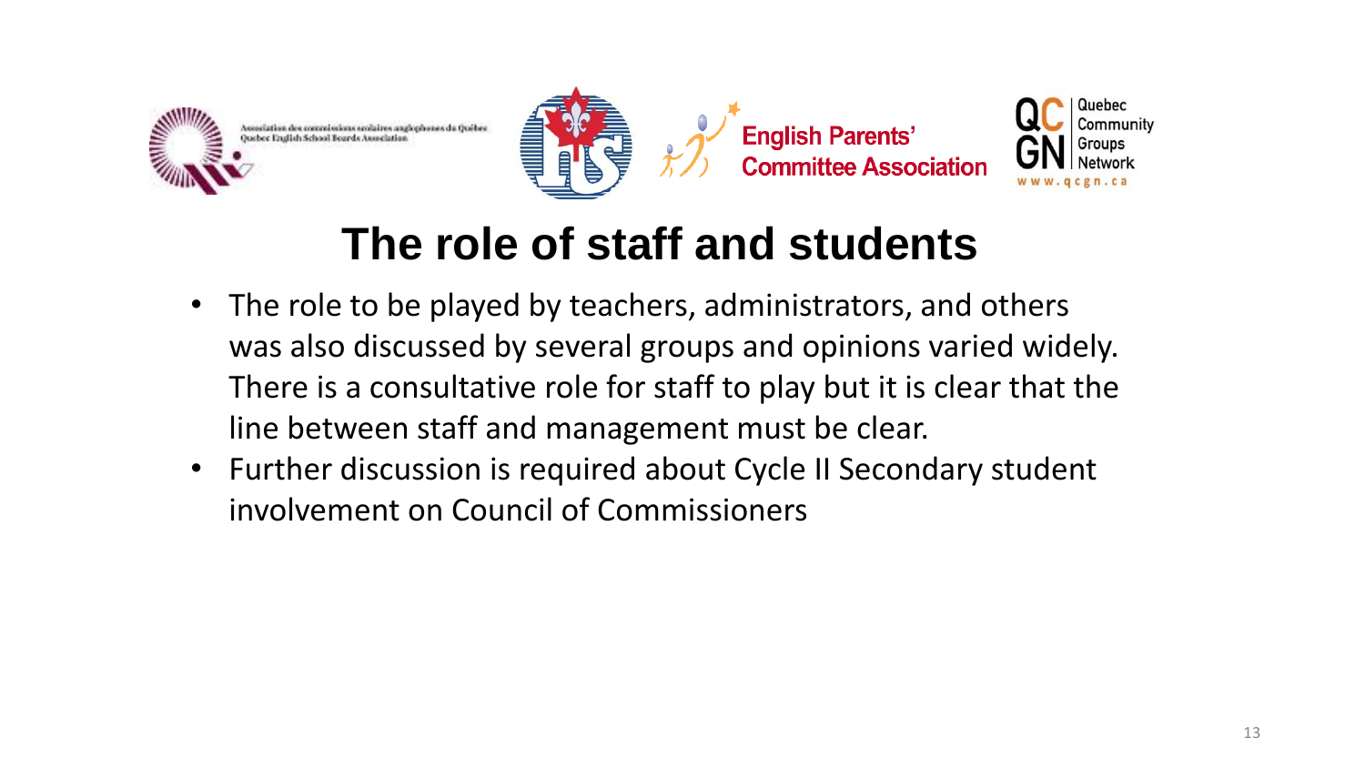# The role of staff and students

- The role to be played by teachers, administrators, and others was also discussed by several groups and opinions varied widely. There is a consultative role for staff to play but it is clear that the line between staff and management must be clear.
- Further discussion is required about Cycle II Secondary student involvement on Council of Commissioners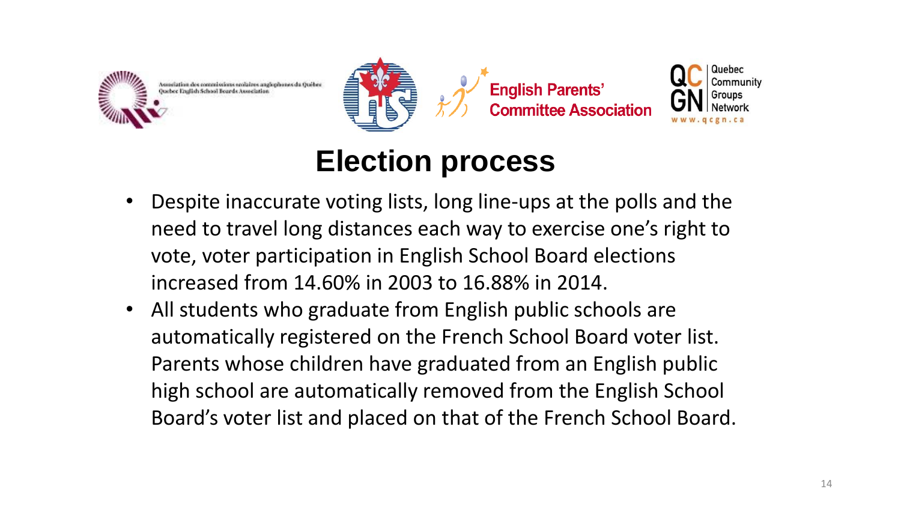# Election process

- Despite inaccurate voting lists, long line-ups at the polls and the need to travel long distances each way to exercise one's right to vote, voter participation in English School Board elections increased from 14.60% in 2003 to 16.88% in 2014.
- All students who graduate from English public schools are automatically registered on the French School Board voter list. Parents whose children have graduated from an English public high school are automatically removed from the English School Board's voter list and placed on that of the French School Board.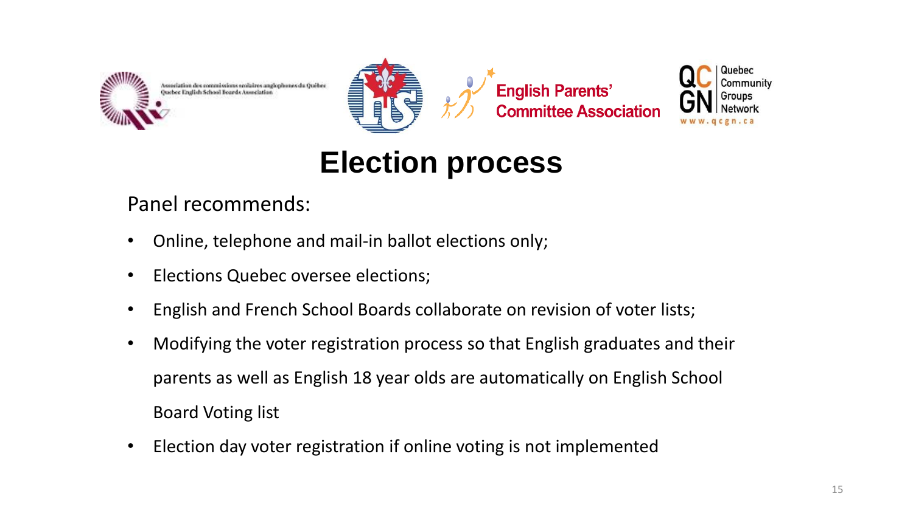# Election process

Panel recommends:

- Online, telephone and mail-in ballot elections only;
- Elections Quebec oversee elections;
- English and French School Boards collaborate on revision of voter lists;
- Modifying the voter registration process so that English graduates and their parents as well as English 18 year olds are automatically on English School Board Voting list
- Election day voter registration if online voting is not implemented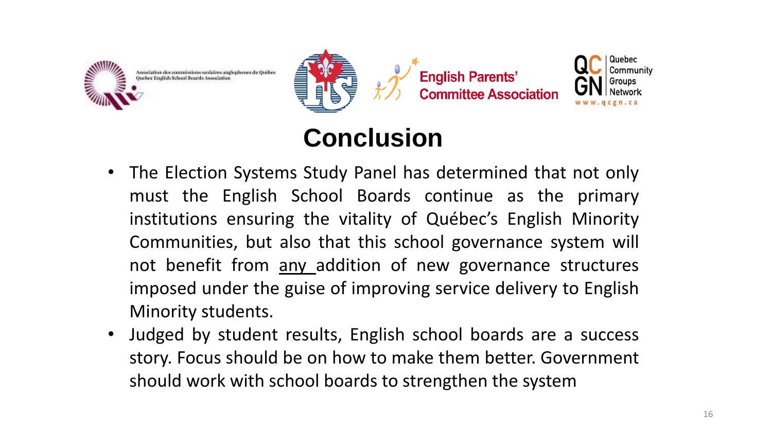# Conclusion

- The Election Systems Study Panel has determined that not only must the English School Boards continue as the primary institutions ensuring the vitality of Québec's English Minority Communities, but also that this school governance system will not benefit from <u>any</u> addition of new governance structures imposed under the guise of improving service delivery to English Minority students.
- Judged by student results, English school boards are a success story. Focus should be on how to make them better. Government should work with school boards to strengthen the system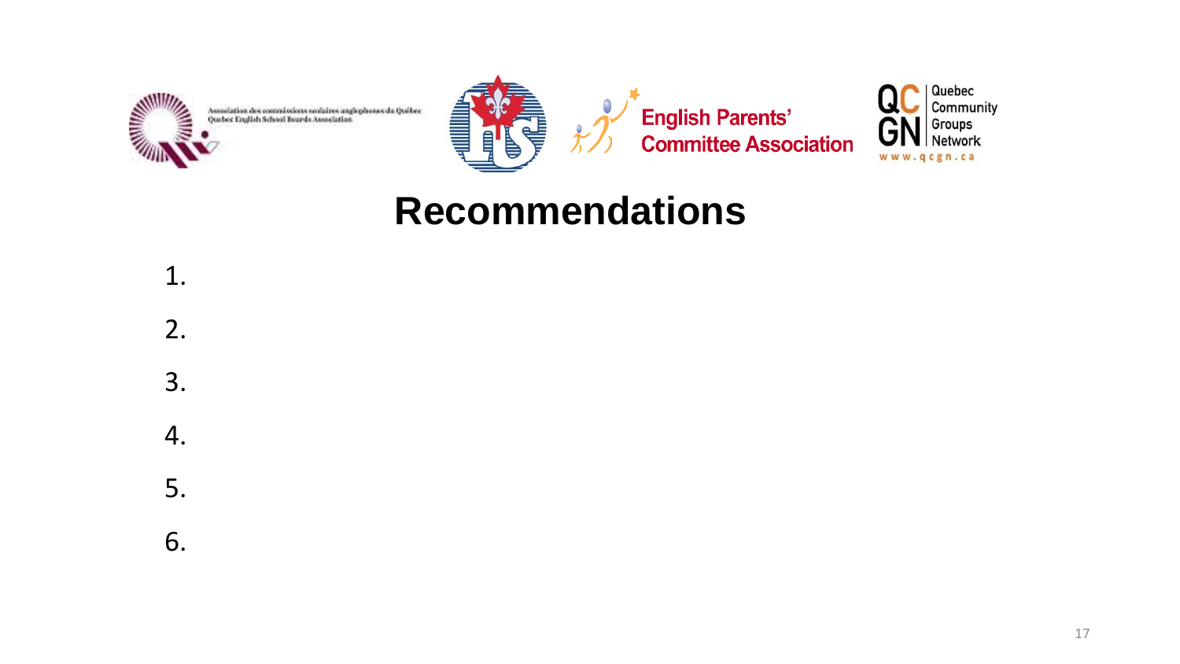# Recommendations

1.
2.
3.
4.
5.
6.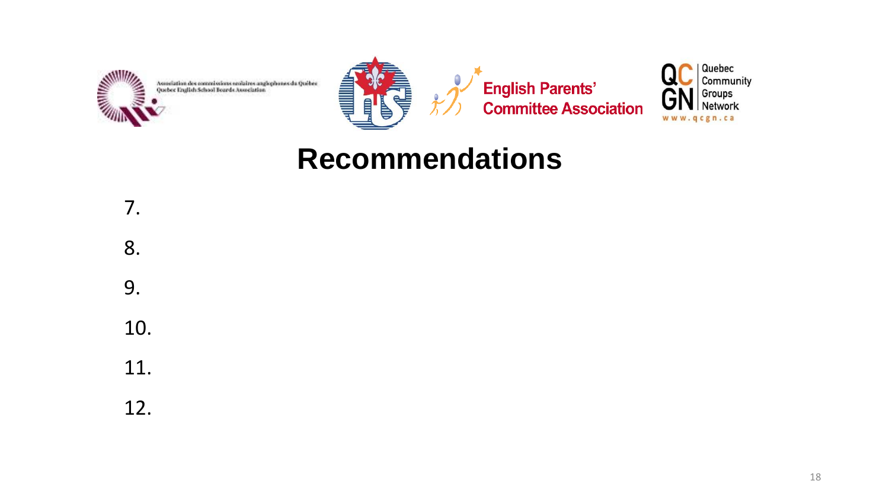Association des commissions scolaires anglophones du Québec
Quebec English School Boards Association

English Parents' Committee Association

Quebec Community Groups Network
www.qcgn.ca

# Recommendations

7.

8.

9.

10.

11.

12.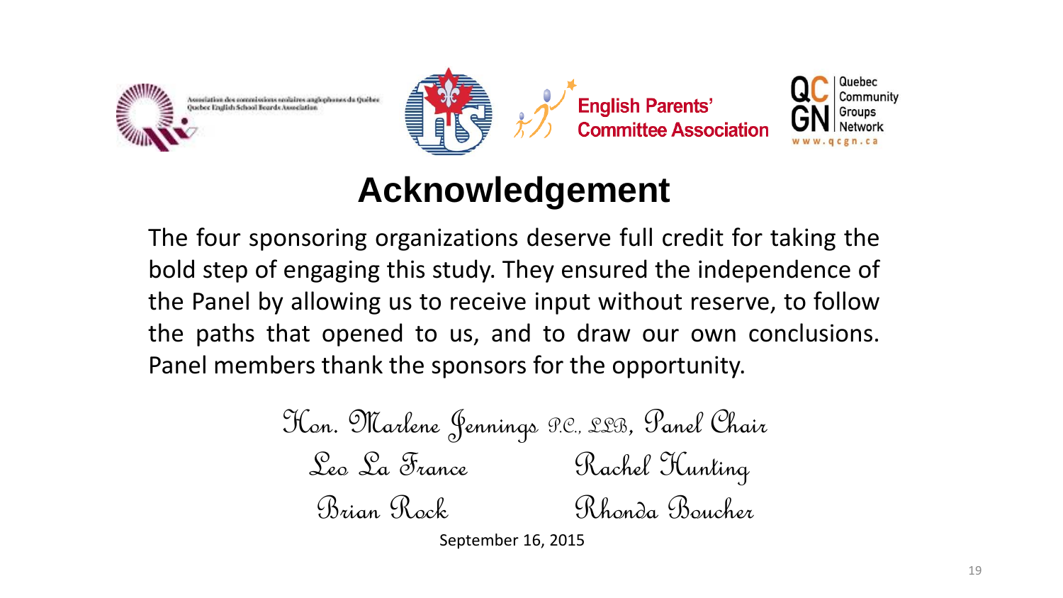Association des commissions scolaires anglophones du Québec
Quebec English School Boards Association

English Parents' Committee Association

Quebec Community Groups Network
www.qcgn.ca

# Acknowledgement

The four sponsoring organizations deserve full credit for taking the bold step of engaging this study. They ensured the independence of the Panel by allowing us to receive input without reserve, to follow the paths that opened to us, and to draw our own conclusions. Panel members thank the sponsors for the opportunity.

Hon. Marlene Jennings P.C., LLB, Panel Chair

Leo La France — Rachel Hunting

Brian Rock — Rhonda Boucher

September 16, 2015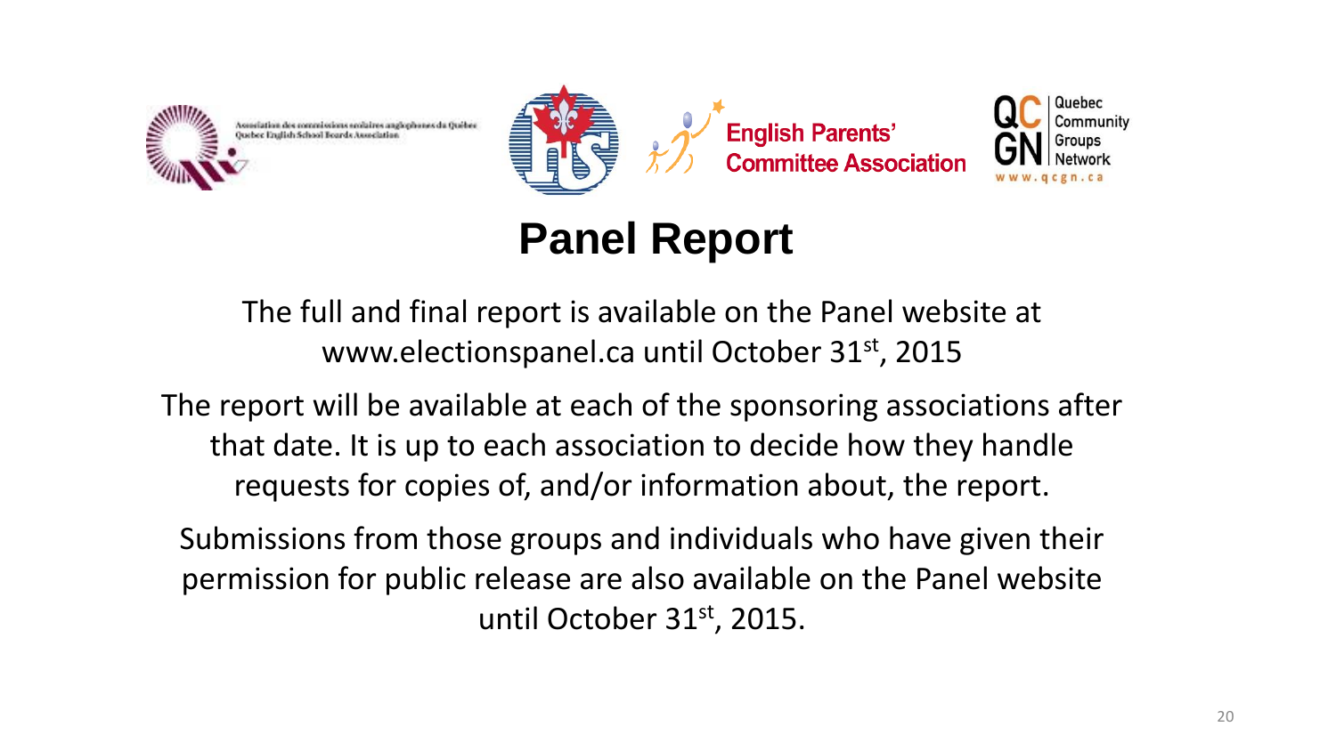Association des commissions scolaires anglophones du Québec
Quebec English School Boards Association

English Parents' Committee Association

Quebec Community Groups Network
www.qcgn.ca

# Panel Report

The full and final report is available on the Panel website at www.electionspanel.ca until October 31st, 2015

The report will be available at each of the sponsoring associations after that date. It is up to each association to decide how they handle requests for copies of, and/or information about, the report.

Submissions from those groups and individuals who have given their permission for public release are also available on the Panel website until October 31st, 2015.